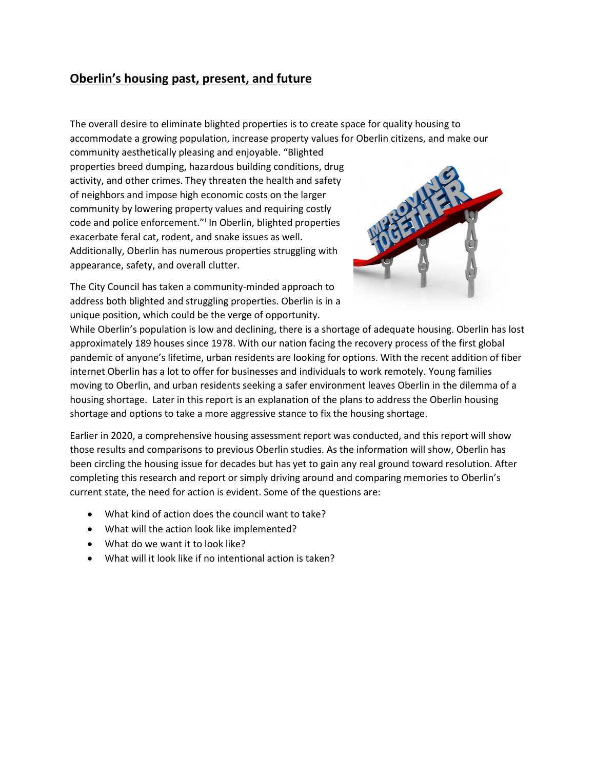## Oberlin's housing past, present, and future

The overall desire to eliminate blighted properties is to create space for quality housing to accommodate a growing population, increase property values for Oberlin citizens, and make our community aesthetically pleasing and enjoyable. "Blighted properties breed dumping, hazardous building conditions, drug activity, and other crimes. They threaten the health and safety of neighbors and impose high economic costs on the larger community by lowering property values and requiring costly code and police enforcement."[i] In Oberlin, blighted properties exacerbate feral cat, rodent, and snake issues as well. Additionally, Oberlin has numerous properties struggling with appearance, safety, and overall clutter.

The City Council has taken a community-minded approach to address both blighted and struggling properties. Oberlin is in a unique position, which could be the verge of opportunity. While Oberlin's population is low and declining, there is a shortage of adequate housing. Oberlin has lost approximately 189 houses since 1978. With our nation facing the recovery process of the first global pandemic of anyone's lifetime, urban residents are looking for options. With the recent addition of fiber internet Oberlin has a lot to offer for businesses and individuals to work remotely. Young families moving to Oberlin, and urban residents seeking a safer environment leaves Oberlin in the dilemma of a housing shortage. Later in this report is an explanation of the plans to address the Oberlin housing shortage and options to take a more aggressive stance to fix the housing shortage.

Earlier in 2020, a comprehensive housing assessment report was conducted, and this report will show those results and comparisons to previous Oberlin studies. As the information will show, Oberlin has been circling the housing issue for decades but has yet to gain any real ground toward resolution. After completing this research and report or simply driving around and comparing memories to Oberlin's current state, the need for action is evident. Some of the questions are:

- What kind of action does the council want to take?
- What will the action look like implemented?
- What do we want it to look like?
- What will it look like if no intentional action is taken?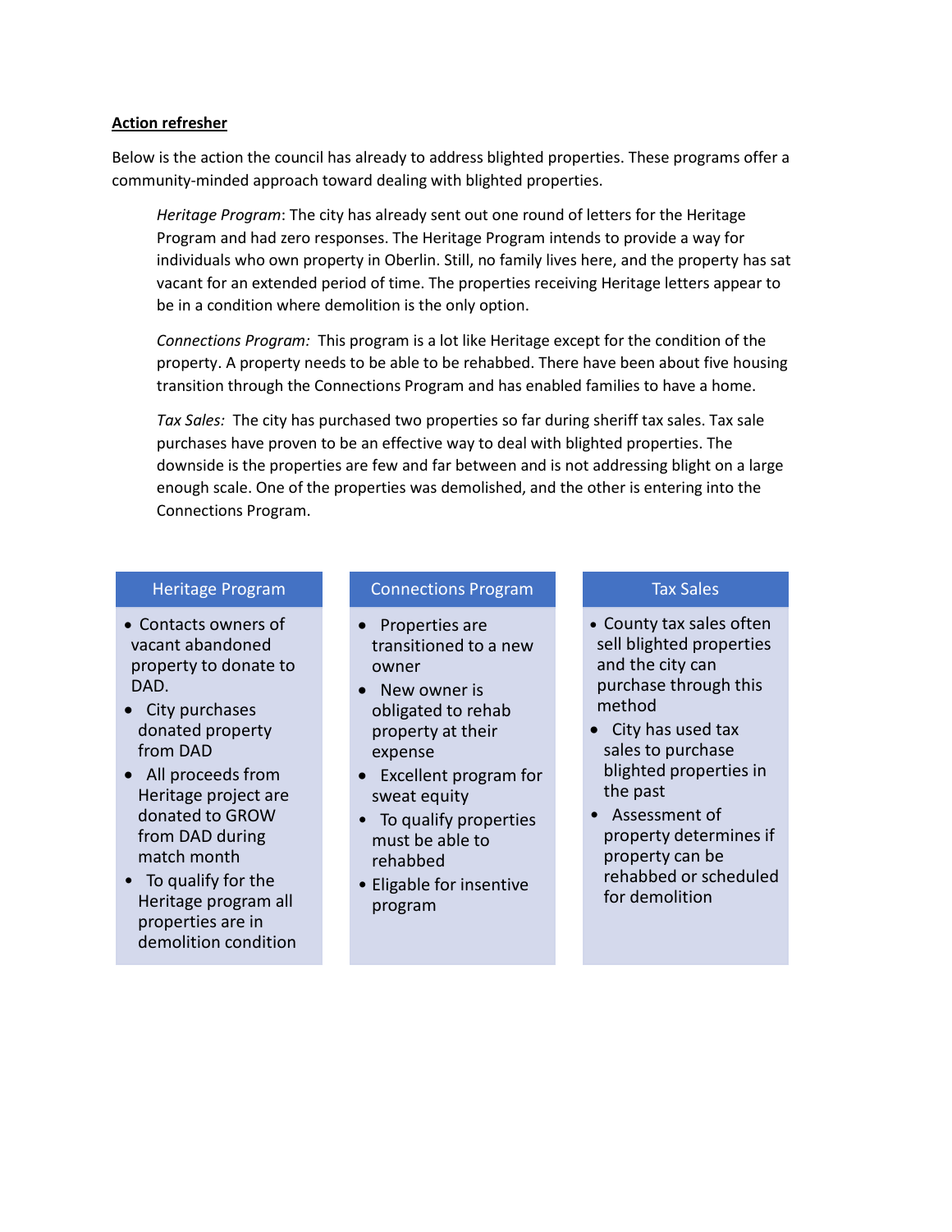**Action refresher**

Below is the action the council has already to address blighted properties. These programs offer a community-minded approach toward dealing with blighted properties.

> *Heritage Program*: The city has already sent out one round of letters for the Heritage Program and had zero responses. The Heritage Program intends to provide a way for individuals who own property in Oberlin. Still, no family lives here, and the property has sat vacant for an extended period of time. The properties receiving Heritage letters appear to be in a condition where demolition is the only option.
>
> *Connections Program:* This program is a lot like Heritage except for the condition of the property. A property needs to be able to be rehabbed. There have been about five housing transition through the Connections Program and has enabled families to have a home.
>
> *Tax Sales:* The city has purchased two properties so far during sheriff tax sales. Tax sale purchases have proven to be an effective way to deal with blighted properties. The downside is the properties are few and far between and is not addressing blight on a large enough scale. One of the properties was demolished, and the other is entering into the Connections Program.

| Heritage Program | Connections Program | Tax Sales |
| --- | --- | --- |
| • Contacts owners of vacant abandoned property to donate to DAD.<br>• City purchases donated property from DAD<br>• All proceeds from Heritage project are donated to GROW from DAD during match month<br>• To qualify for the Heritage program all properties are in demolition condition | • Properties are transitioned to a new owner<br>• New owner is obligated to rehab property at their expense<br>• Excellent program for sweat equity<br>• To qualify properties must be able to rehabbed<br>• Eligable for insentive program | • County tax sales often sell blighted properties and the city can purchase through this method<br>• City has used tax sales to purchase blighted properties in the past<br>• Assessment of property determines if property can be rehabbed or scheduled for demolition |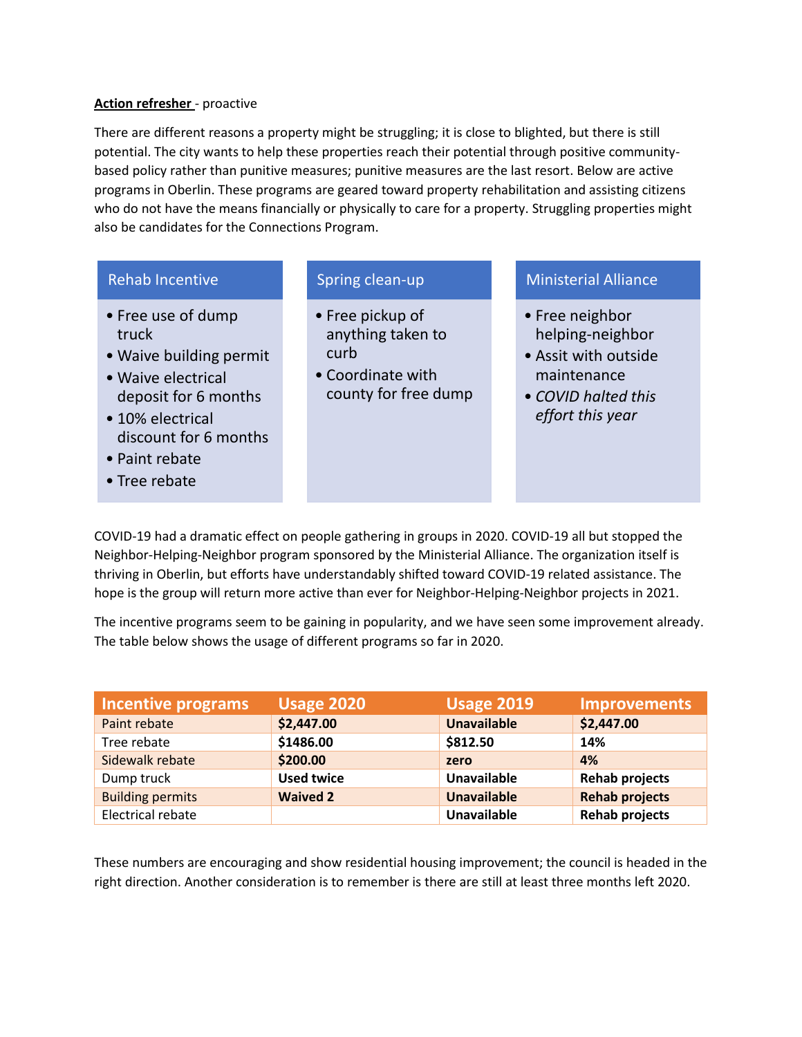**<u>Action refresher</u>** - proactive

There are different reasons a property might be struggling; it is close to blighted, but there is still potential. The city wants to help these properties reach their potential through positive community-based policy rather than punitive measures; punitive measures are the last resort. Below are active programs in Oberlin. These programs are geared toward property rehabilitation and assisting citizens who do not have the means financially or physically to care for a property. Struggling properties might also be candidates for the Connections Program.

**Rehab Incentive**

- Free use of dump truck
- Waive building permit
- Waive electrical deposit for 6 months
- 10% electrical discount for 6 months
- Paint rebate
- Tree rebate

**Spring clean-up**

- Free pickup of anything taken to curb
- Coordinate with county for free dump

**Ministerial Alliance**

- Free neighbor helping-neighbor
- Assit with outside maintenance
- *COVID halted this effort this year*

COVID-19 had a dramatic effect on people gathering in groups in 2020. COVID-19 all but stopped the Neighbor-Helping-Neighbor program sponsored by the Ministerial Alliance. The organization itself is thriving in Oberlin, but efforts have understandably shifted toward COVID-19 related assistance. The hope is the group will return more active than ever for Neighbor-Helping-Neighbor projects in 2021.

The incentive programs seem to be gaining in popularity, and we have seen some improvement already. The table below shows the usage of different programs so far in 2020.

| Incentive programs | Usage 2020 | Usage 2019 | Improvements |
|---|---|---|---|
| Paint rebate | **$2,447.00** | **Unavailable** | **$2,447.00** |
| Tree rebate | **$1486.00** | **$812.50** | **14%** |
| Sidewalk rebate | **$200.00** | **zero** | **4%** |
| Dump truck | **Used twice** | **Unavailable** | **Rehab projects** |
| Building permits | **Waived 2** | **Unavailable** | **Rehab projects** |
| Electrical rebate | | **Unavailable** | **Rehab projects** |

These numbers are encouraging and show residential housing improvement; the council is headed in the right direction. Another consideration is to remember is there are still at least three months left 2020.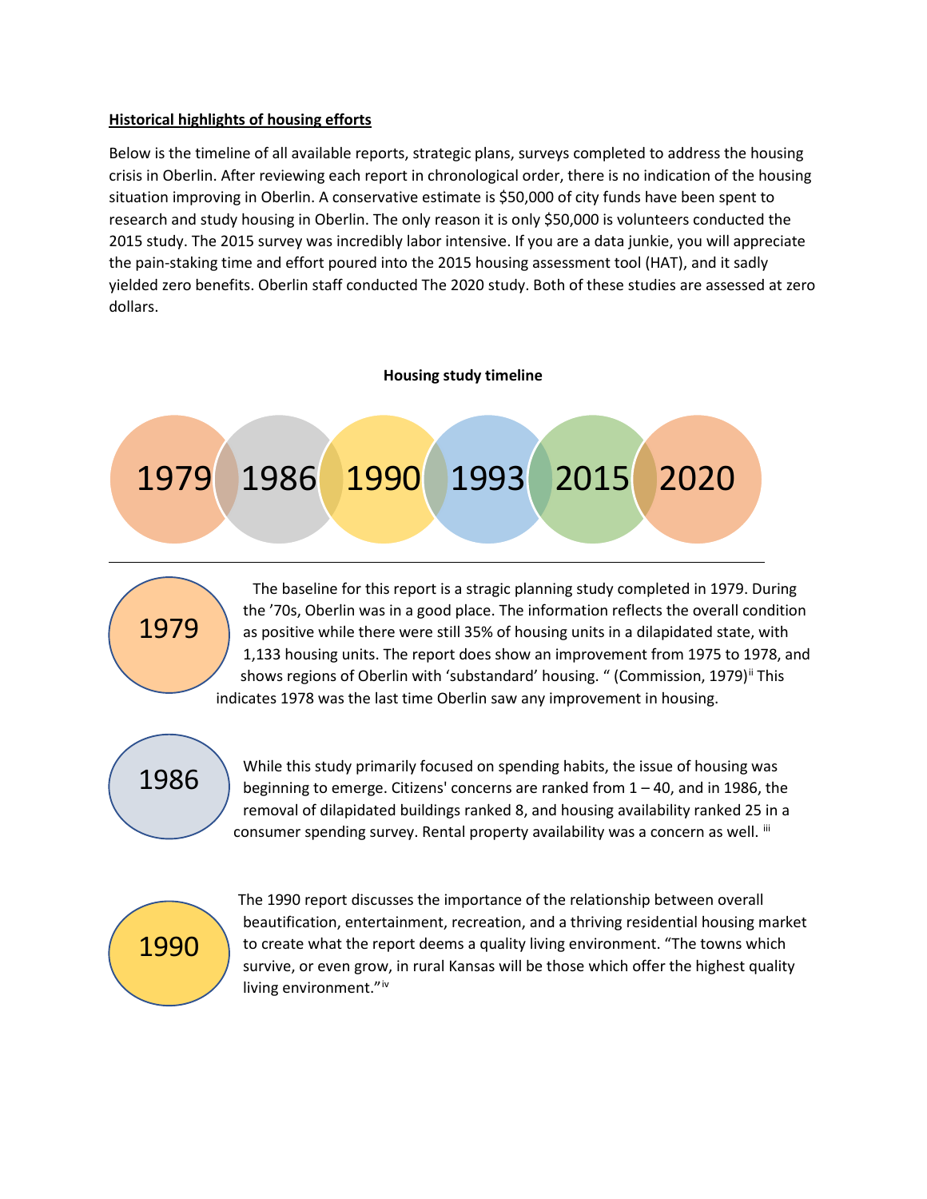**Historical highlights of housing efforts**

Below is the timeline of all available reports, strategic plans, surveys completed to address the housing crisis in Oberlin. After reviewing each report in chronological order, there is no indication of the housing situation improving in Oberlin. A conservative estimate is $50,000 of city funds have been spent to research and study housing in Oberlin. The only reason it is only $50,000 is volunteers conducted the 2015 study. The 2015 survey was incredibly labor intensive. If you are a data junkie, you will appreciate the pain-staking time and effort poured into the 2015 housing assessment tool (HAT), and it sadly yielded zero benefits. Oberlin staff conducted The 2020 study. Both of these studies are assessed at zero dollars.

**Housing study timeline**

1979 1986 1990 1993 2015 2020

---

**1979**

The baseline for this report is a stragic planning study completed in 1979. During the '70s, Oberlin was in a good place. The information reflects the overall condition as positive while there were still 35% of housing units in a dilapidated state, with 1,133 housing units. The report does show an improvement from 1975 to 1978, and shows regions of Oberlin with 'substandard' housing. " (Commission, 1979)[ii] This indicates 1978 was the last time Oberlin saw any improvement in housing.

**1986**

While this study primarily focused on spending habits, the issue of housing was beginning to emerge. Citizens' concerns are ranked from 1 – 40, and in 1986, the removal of dilapidated buildings ranked 8, and housing availability ranked 25 in a consumer spending survey. Rental property availability was a concern as well. [iii]

**1990**

The 1990 report discusses the importance of the relationship between overall beautification, entertainment, recreation, and a thriving residential housing market to create what the report deems a quality living environment. "The towns which survive, or even grow, in rural Kansas will be those which offer the highest quality living environment."[iv]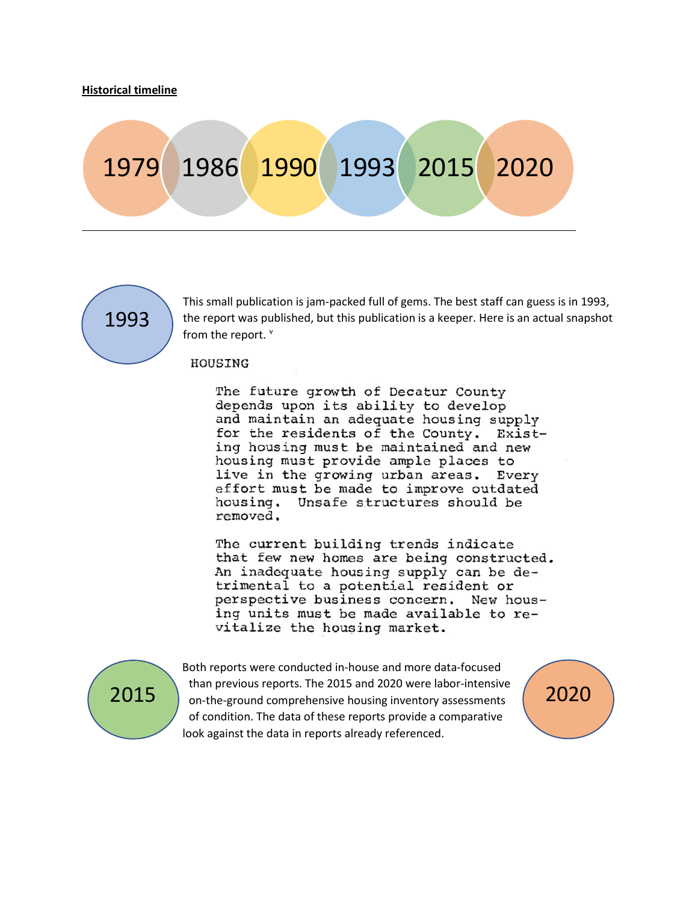**Historical timeline**

1979 1986 1990 1993 2015 2020

---

1993

This small publication is jam-packed full of gems. The best staff can guess is in 1993, the report was published, but this publication is a keeper. Here is an actual snapshot from the report. [v]

HOUSING

The future growth of Decatur County depends upon its ability to develop and maintain an adequate housing supply for the residents of the County. Existing housing must be maintained and new housing must provide ample places to live in the growing urban areas. Every effort must be made to improve outdated housing. Unsafe structures should be removed.

The current building trends indicate that few new homes are being constructed. An inadequate housing supply can be detrimental to a potential resident or perspective business concern. New housing units must be made available to revitalize the housing market.

2015

2020

Both reports were conducted in-house and more data-focused than previous reports. The 2015 and 2020 were labor-intensive on-the-ground comprehensive housing inventory assessments of condition. The data of these reports provide a comparative look against the data in reports already referenced.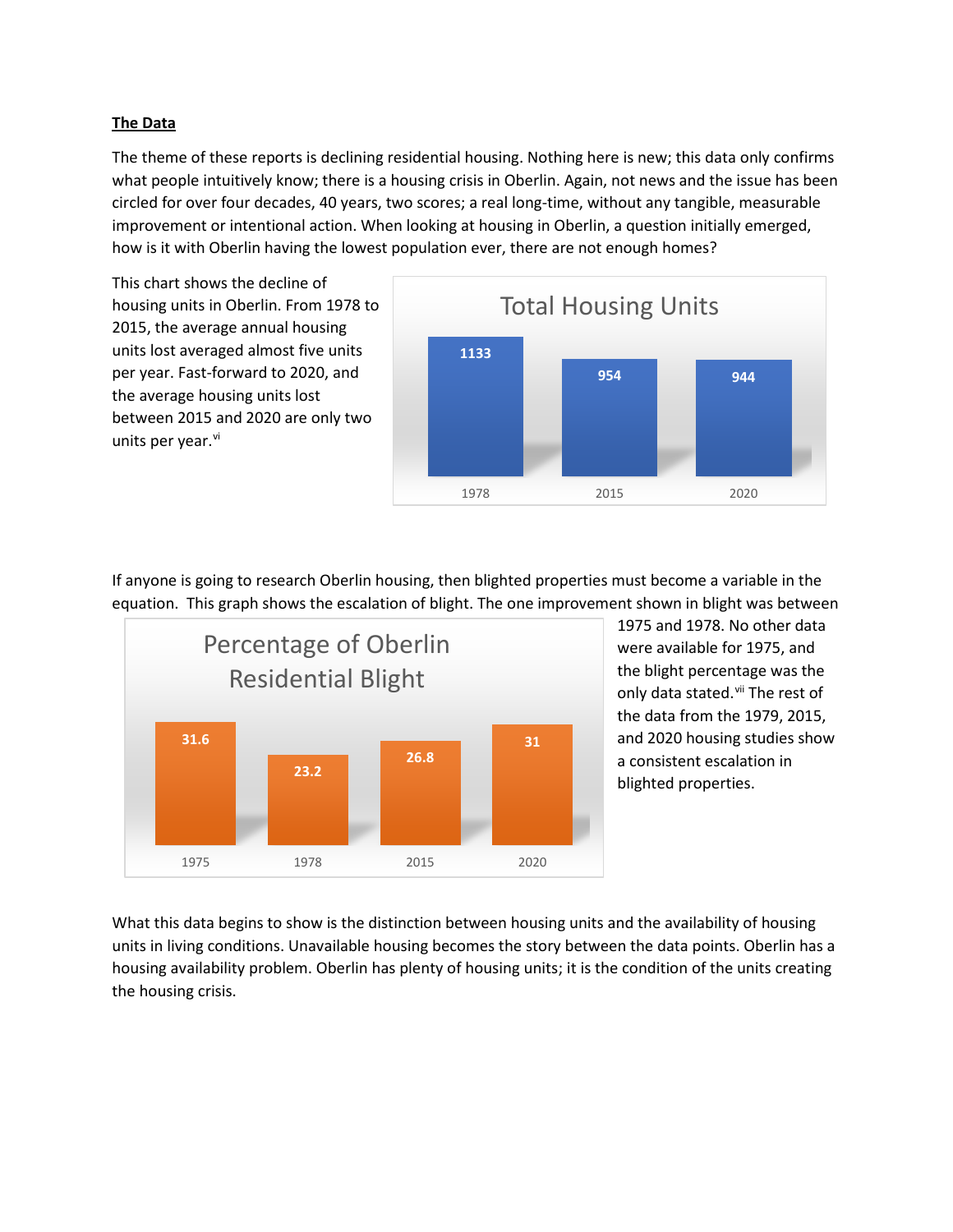**The Data**

The theme of these reports is declining residential housing. Nothing here is new; this data only confirms what people intuitively know; there is a housing crisis in Oberlin. Again, not news and the issue has been circled for over four decades, 40 years, two scores; a real long-time, without any tangible, measurable improvement or intentional action. When looking at housing in Oberlin, a question initially emerged, how is it with Oberlin having the lowest population ever, there are not enough homes?

This chart shows the decline of housing units in Oberlin. From 1978 to 2015, the average annual housing units lost averaged almost five units per year. Fast-forward to 2020, and the average housing units lost between 2015 and 2020 are only two units per year.[vi]

Total Housing Units

| Year | Total Housing Units |
| --- | --- |
| 1978 | 1133 |
| 2015 | 954 |
| 2020 | 944 |

If anyone is going to research Oberlin housing, then blighted properties must become a variable in the equation. This graph shows the escalation of blight. The one improvement shown in blight was between 1975 and 1978. No other data were available for 1975, and the blight percentage was the only data stated.[vii] The rest of the data from the 1979, 2015, and 2020 housing studies show a consistent escalation in blighted properties.

Percentage of Oberlin Residential Blight

| Year | Percentage |
| --- | --- |
| 1975 | 31.6 |
| 1978 | 23.2 |
| 2015 | 26.8 |
| 2020 | 31 |

What this data begins to show is the distinction between housing units and the availability of housing units in living conditions. Unavailable housing becomes the story between the data points. Oberlin has a housing availability problem. Oberlin has plenty of housing units; it is the condition of the units creating the housing crisis.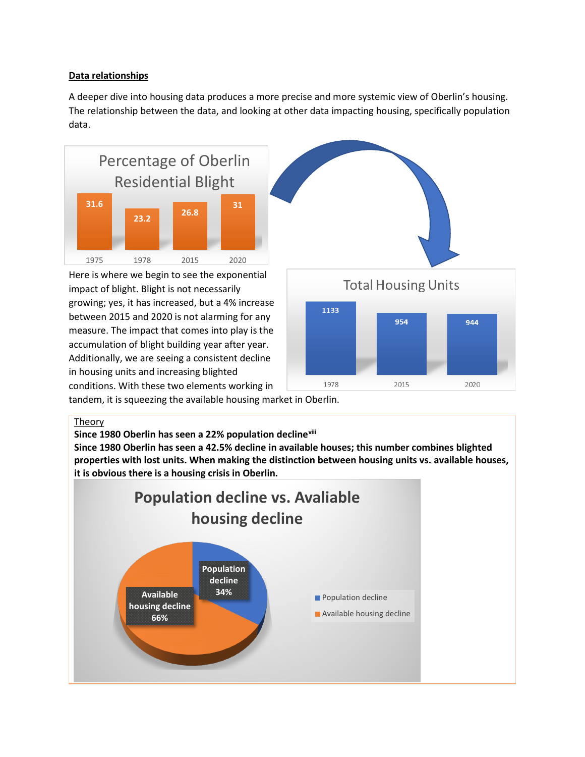**Data relationships**

A deeper dive into housing data produces a more precise and more systemic view of Oberlin's housing. The relationship between the data, and looking at other data impacting housing, specifically population data.

**Percentage of Oberlin Residential Blight**

| 1975 | 1978 | 2015 | 2020 |
|---|---|---|---|
| 31.6 | 23.2 | 26.8 | 31 |

Here is where we begin to see the exponential impact of blight. Blight is not necessarily growing; yes, it has increased, but a 4% increase between 2015 and 2020 is not alarming for any measure. The impact that comes into play is the accumulation of blight building year after year. Additionally, we are seeing a consistent decline in housing units and increasing blighted conditions. With these two elements working in tandem, it is squeezing the available housing market in Oberlin.

**Total Housing Units**

| 1978 | 2015 | 2020 |
|---|---|---|
| 1133 | 954 | 944 |

Theory

**Since 1980 Oberlin has seen a 22% population decline**[viii]

**Since 1980 Oberlin has seen a 42.5% decline in available houses; this number combines blighted properties with lost units. When making the distinction between housing units vs. available houses, it is obvious there is a housing crisis in Oberlin.**

**Population decline vs. Avaliable housing decline**

| Category | Share |
|---|---|
| Population decline | 34% |
| Available housing decline | 66% |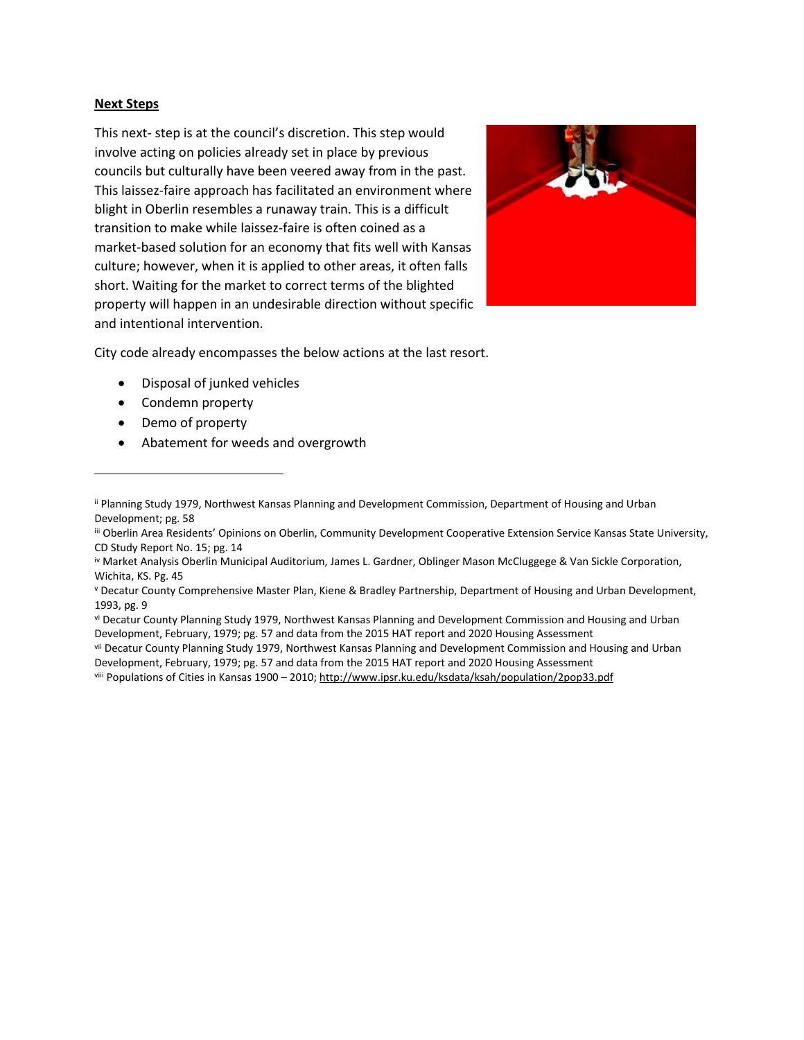**Next Steps**

This next- step is at the council's discretion. This step would involve acting on policies already set in place by previous councils but culturally have been veered away from in the past. This laissez-faire approach has facilitated an environment where blight in Oberlin resembles a runaway train. This is a difficult transition to make while laissez-faire is often coined as a market-based solution for an economy that fits well with Kansas culture; however, when it is applied to other areas, it often falls short. Waiting for the market to correct terms of the blighted property will happen in an undesirable direction without specific and intentional intervention.

City code already encompasses the below actions at the last resort.

- Disposal of junked vehicles
- Condemn property
- Demo of property
- Abatement for weeds and overgrowth

---

[ii] Planning Study 1979, Northwest Kansas Planning and Development Commission, Department of Housing and Urban Development; pg. 58

[iii] Oberlin Area Residents' Opinions on Oberlin, Community Development Cooperative Extension Service Kansas State University, CD Study Report No. 15; pg. 14

[iv] Market Analysis Oberlin Municipal Auditorium, James L. Gardner, Oblinger Mason McCluggege & Van Sickle Corporation, Wichita, KS. Pg. 45

[v] Decatur County Comprehensive Master Plan, Kiene & Bradley Partnership, Department of Housing and Urban Development, 1993, pg. 9

[vi] Decatur County Planning Study 1979, Northwest Kansas Planning and Development Commission and Housing and Urban Development, February, 1979; pg. 57 and data from the 2015 HAT report and 2020 Housing Assessment

[vii] Decatur County Planning Study 1979, Northwest Kansas Planning and Development Commission and Housing and Urban Development, February, 1979; pg. 57 and data from the 2015 HAT report and 2020 Housing Assessment

[viii] Populations of Cities in Kansas 1900 – 2010; http://www.ipsr.ku.edu/ksdata/ksah/population/2pop33.pdf